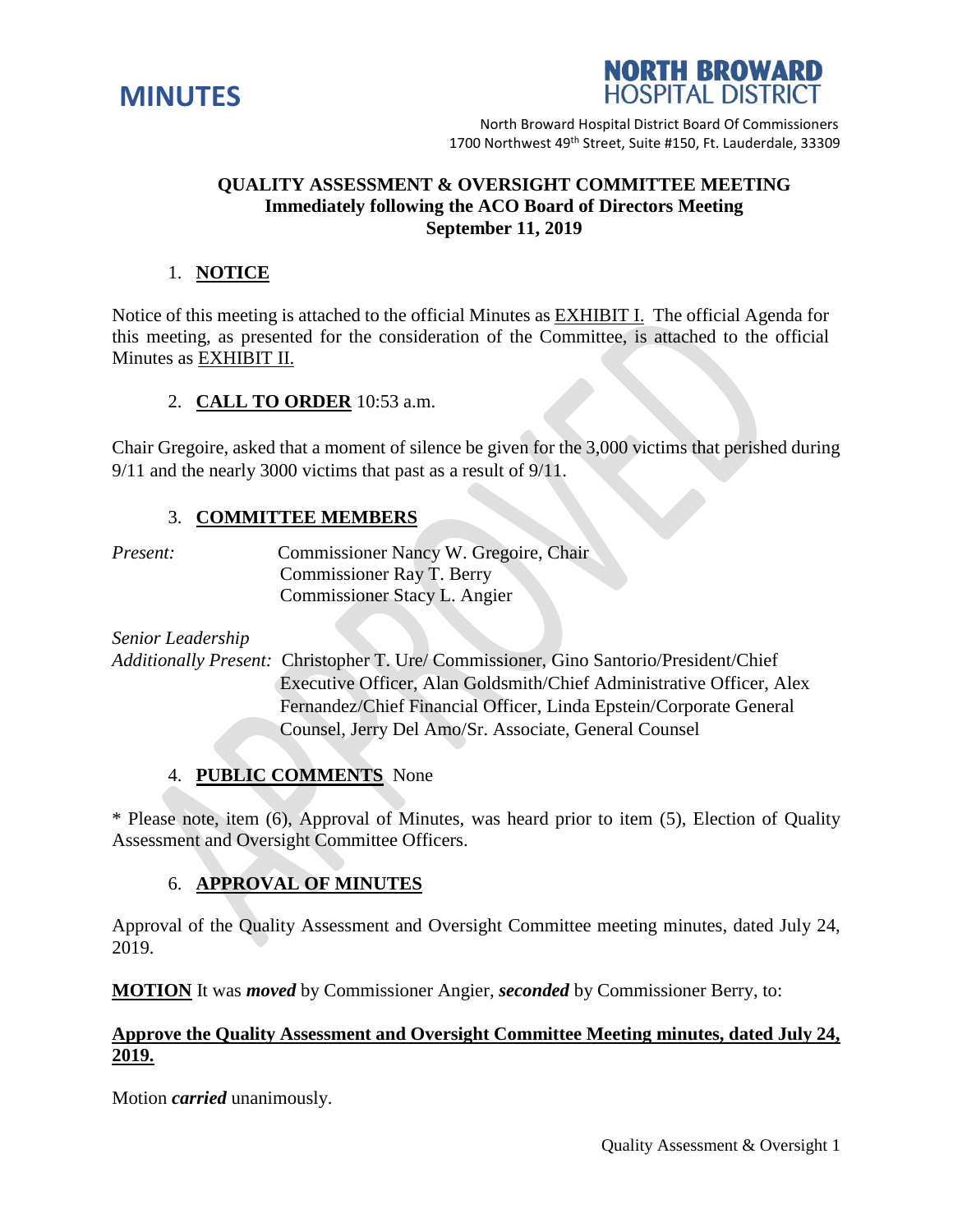# MINUTES

**NORTH BROWARD HOSPITAL DISTRICT**

North Broward Hospital District Board Of Commissioners
1700 Northwest 49th Street, Suite #150, Ft. Lauderdale, 33309

**QUALITY ASSESSMENT & OVERSIGHT COMMITTEE MEETING**
**Immediately following the ACO Board of Directors Meeting**
**September 11, 2019**

1. **NOTICE**

Notice of this meeting is attached to the official Minutes as EXHIBIT I. The official Agenda for this meeting, as presented for the consideration of the Committee, is attached to the official Minutes as EXHIBIT II.

2. **CALL TO ORDER** 10:53 a.m.

Chair Gregoire, asked that a moment of silence be given for the 3,000 victims that perished during 9/11 and the nearly 3000 victims that past as a result of 9/11.

3. **COMMITTEE MEMBERS**

*Present:* Commissioner Nancy W. Gregoire, Chair
Commissioner Ray T. Berry
Commissioner Stacy L. Angier

*Senior Leadership*
*Additionally Present:* Christopher T. Ure/ Commissioner, Gino Santorio/President/Chief Executive Officer, Alan Goldsmith/Chief Administrative Officer, Alex Fernandez/Chief Financial Officer, Linda Epstein/Corporate General Counsel, Jerry Del Amo/Sr. Associate, General Counsel

4. **PUBLIC COMMENTS** None

* Please note, item (6), Approval of Minutes, was heard prior to item (5), Election of Quality Assessment and Oversight Committee Officers.

6. **APPROVAL OF MINUTES**

Approval of the Quality Assessment and Oversight Committee meeting minutes, dated July 24, 2019.

**MOTION** It was ***moved*** by Commissioner Angier, ***seconded*** by Commissioner Berry, to:

**Approve the Quality Assessment and Oversight Committee Meeting minutes, dated July 24, 2019.**

Motion ***carried*** unanimously.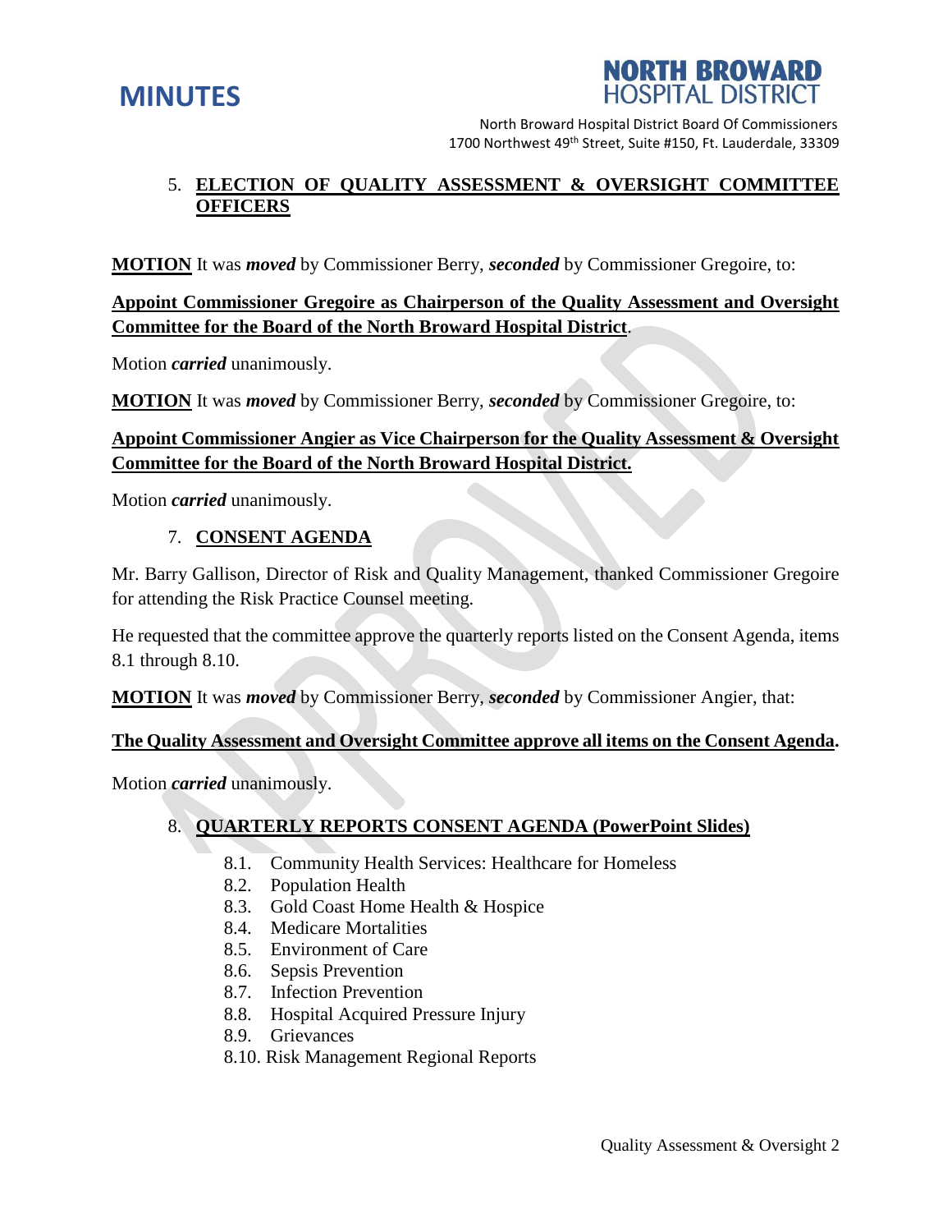5. **ELECTION OF QUALITY ASSESSMENT & OVERSIGHT COMMITTEE OFFICERS**

**MOTION** It was ***moved*** by Commissioner Berry, ***seconded*** by Commissioner Gregoire, to:

**Appoint Commissioner Gregoire as Chairperson of the Quality Assessment and Oversight Committee for the Board of the North Broward Hospital District**.

Motion ***carried*** unanimously.

**MOTION** It was ***moved*** by Commissioner Berry, ***seconded*** by Commissioner Gregoire, to:

**Appoint Commissioner Angier as Vice Chairperson for the Quality Assessment & Oversight Committee for the Board of the North Broward Hospital District.**

Motion ***carried*** unanimously.

7. **CONSENT AGENDA**

Mr. Barry Gallison, Director of Risk and Quality Management, thanked Commissioner Gregoire for attending the Risk Practice Counsel meeting.

He requested that the committee approve the quarterly reports listed on the Consent Agenda, items 8.1 through 8.10.

**MOTION** It was ***moved*** by Commissioner Berry, ***seconded*** by Commissioner Angier, that:

**The Quality Assessment and Oversight Committee approve all items on the Consent Agenda.**

Motion ***carried*** unanimously.

8. **QUARTERLY REPORTS CONSENT AGENDA (PowerPoint Slides)**

   - 8.1. Community Health Services: Healthcare for Homeless
   - 8.2. Population Health
   - 8.3. Gold Coast Home Health & Hospice
   - 8.4. Medicare Mortalities
   - 8.5. Environment of Care
   - 8.6. Sepsis Prevention
   - 8.7. Infection Prevention
   - 8.8. Hospital Acquired Pressure Injury
   - 8.9. Grievances
   - 8.10. Risk Management Regional Reports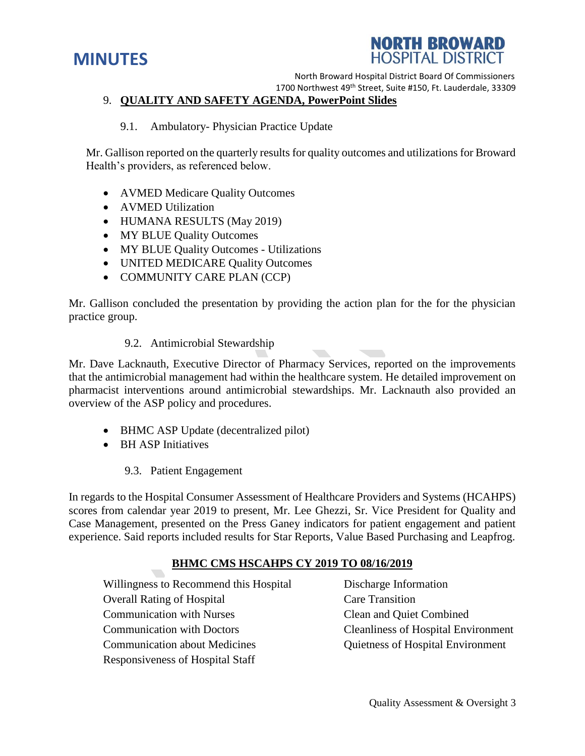## 9. QUALITY AND SAFETY AGENDA, PowerPoint Slides

### 9.1. Ambulatory- Physician Practice Update

Mr. Gallison reported on the quarterly results for quality outcomes and utilizations for Broward Health's providers, as referenced below.

- AVMED Medicare Quality Outcomes
- AVMED Utilization
- HUMANA RESULTS (May 2019)
- MY BLUE Quality Outcomes
- MY BLUE Quality Outcomes - Utilizations
- UNITED MEDICARE Quality Outcomes
- COMMUNITY CARE PLAN (CCP)

Mr. Gallison concluded the presentation by providing the action plan for the for the physician practice group.

### 9.2. Antimicrobial Stewardship

Mr. Dave Lacknauth, Executive Director of Pharmacy Services, reported on the improvements that the antimicrobial management had within the healthcare system. He detailed improvement on pharmacist interventions around antimicrobial stewardships. Mr. Lacknauth also provided an overview of the ASP policy and procedures.

- BHMC ASP Update (decentralized pilot)
- BH ASP Initiatives

### 9.3. Patient Engagement

In regards to the Hospital Consumer Assessment of Healthcare Providers and Systems (HCAHPS) scores from calendar year 2019 to present, Mr. Lee Ghezzi, Sr. Vice President for Quality and Case Management, presented on the Press Ganey indicators for patient engagement and patient experience. Said reports included results for Star Reports, Value Based Purchasing and Leapfrog.

**BHMC CMS HSCAHPS CY 2019 TO 08/16/2019**

Willingness to Recommend this Hospital
Overall Rating of Hospital
Communication with Nurses
Communication with Doctors
Communication about Medicines
Responsiveness of Hospital Staff
Discharge Information
Care Transition
Clean and Quiet Combined
Cleanliness of Hospital Environment
Quietness of Hospital Environment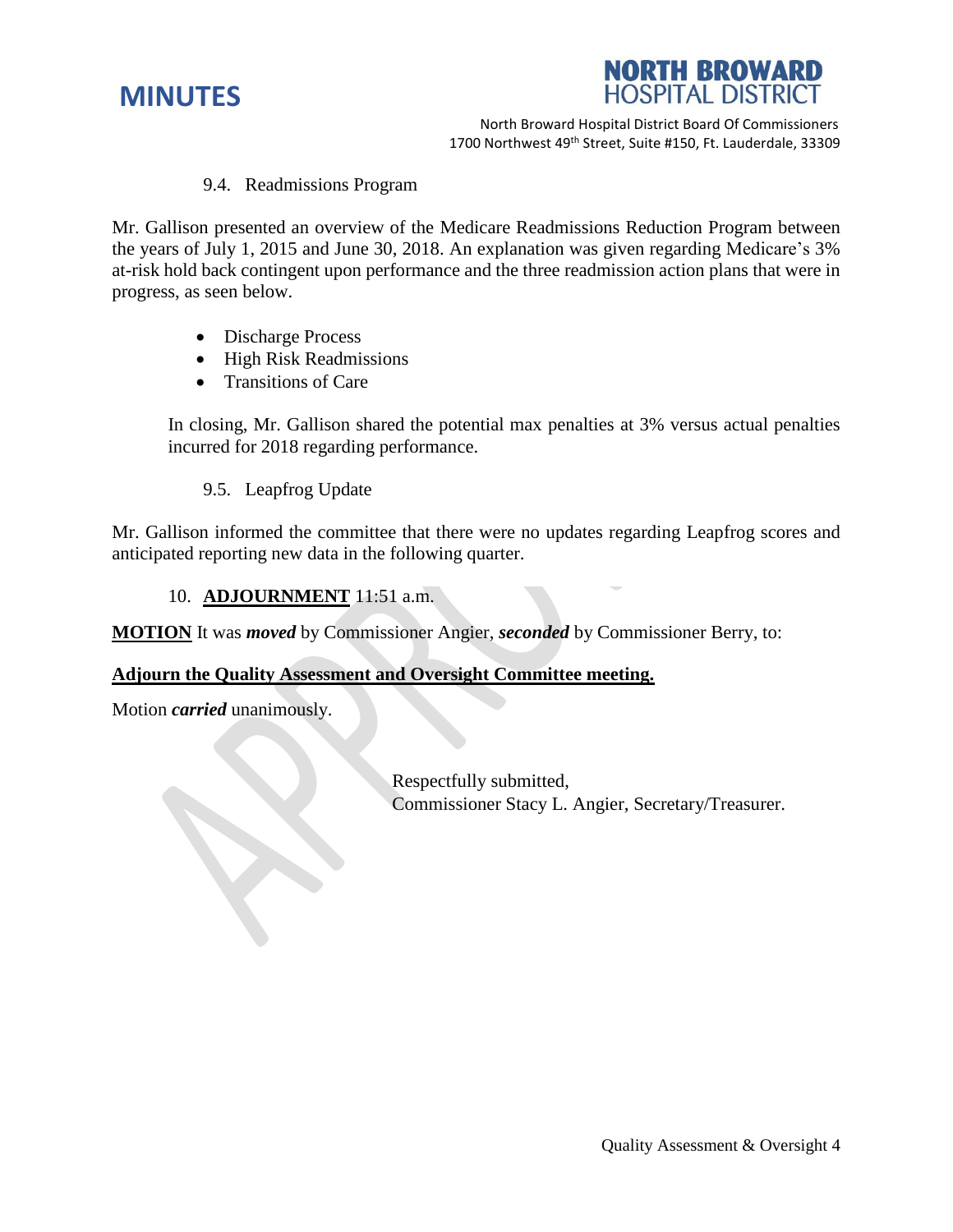9.4. Readmissions Program

Mr. Gallison presented an overview of the Medicare Readmissions Reduction Program between the years of July 1, 2015 and June 30, 2018. An explanation was given regarding Medicare's 3% at-risk hold back contingent upon performance and the three readmission action plans that were in progress, as seen below.

- Discharge Process
- High Risk Readmissions
- Transitions of Care

In closing, Mr. Gallison shared the potential max penalties at 3% versus actual penalties incurred for 2018 regarding performance.

9.5. Leapfrog Update

Mr. Gallison informed the committee that there were no updates regarding Leapfrog scores and anticipated reporting new data in the following quarter.

10. **ADJOURNMENT** 11:51 a.m.

**MOTION** It was ***moved*** by Commissioner Angier, ***seconded*** by Commissioner Berry, to:

**Adjourn the Quality Assessment and Oversight Committee meeting.**

Motion ***carried*** unanimously.

Respectfully submitted,
Commissioner Stacy L. Angier, Secretary/Treasurer.